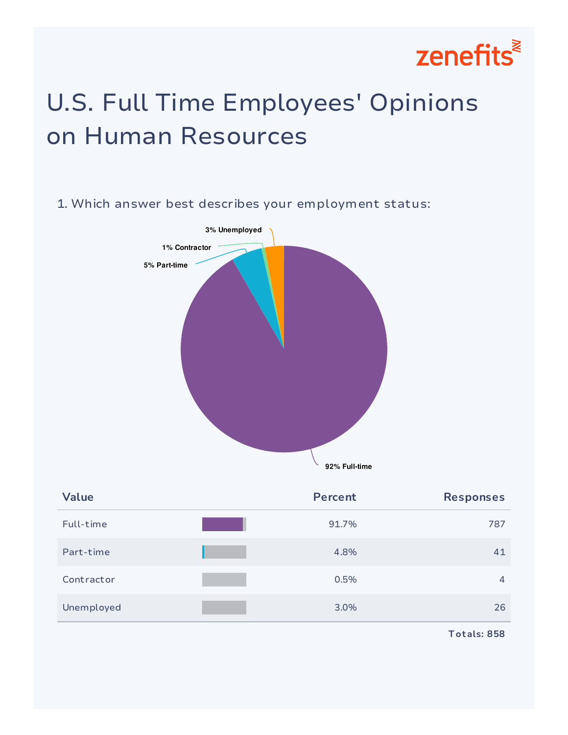zenefits

# U.S. Full Time Employees' Opinions on Human Resources

## 1. Which answer best describes your employment status:

3% Unemployed

1% Contractor

5% Part-time

92% Full-time

| Value | Percent | Responses |
|---|---|---|
| Full-time | 91.7% | 787 |
| Part-time | 4.8% | 41 |
| Contractor | 0.5% | 4 |
| Unemployed | 3.0% | 26 |

**Totals: 858**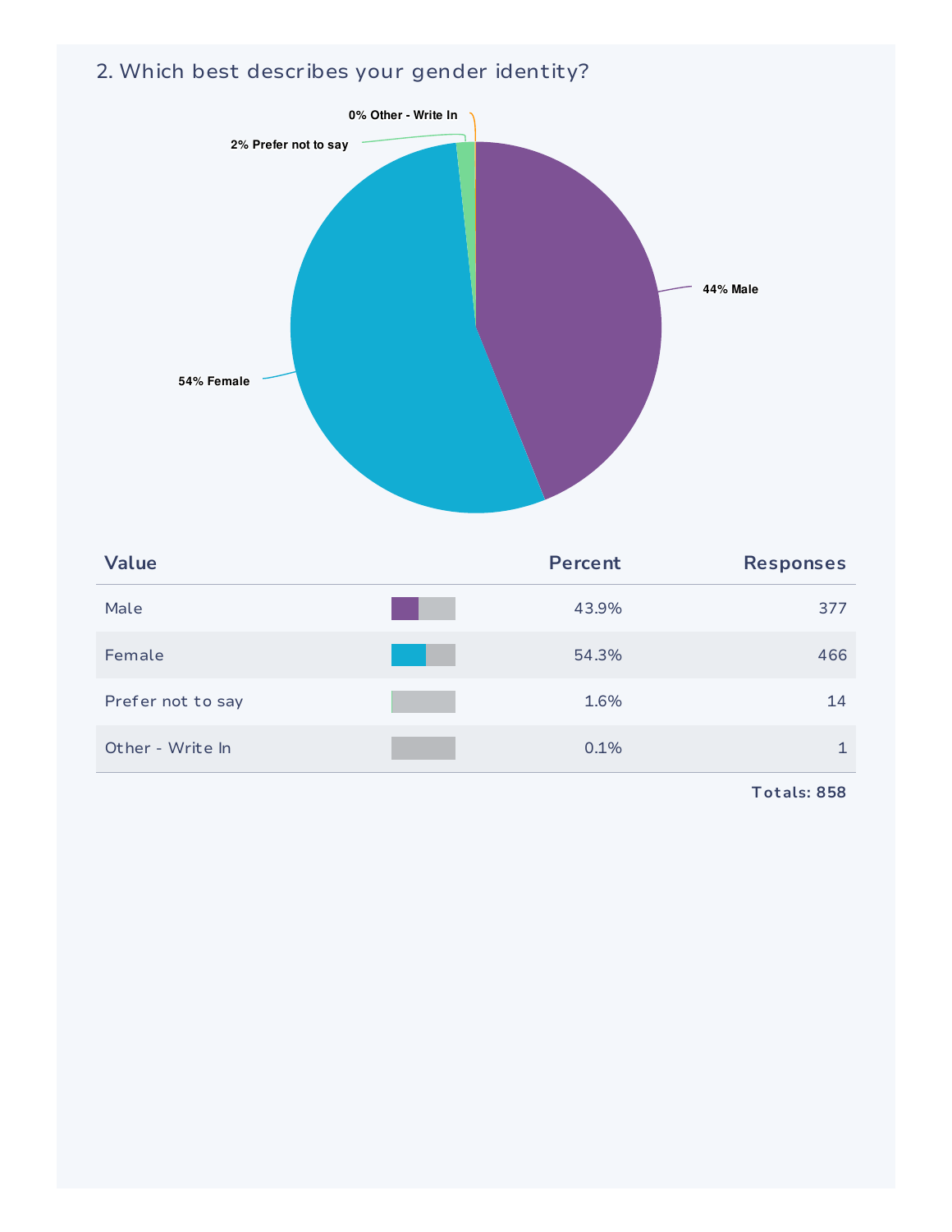## 2. Which best describes your gender identity?

| Value | Percent | Responses |
| --- | --- | --- |
| Male | 43.9% | 377 |
| Female | 54.3% | 466 |
| Prefer not to say | 1.6% | 14 |
| Other - Write In | 0.1% | 1 |

**Totals: 858**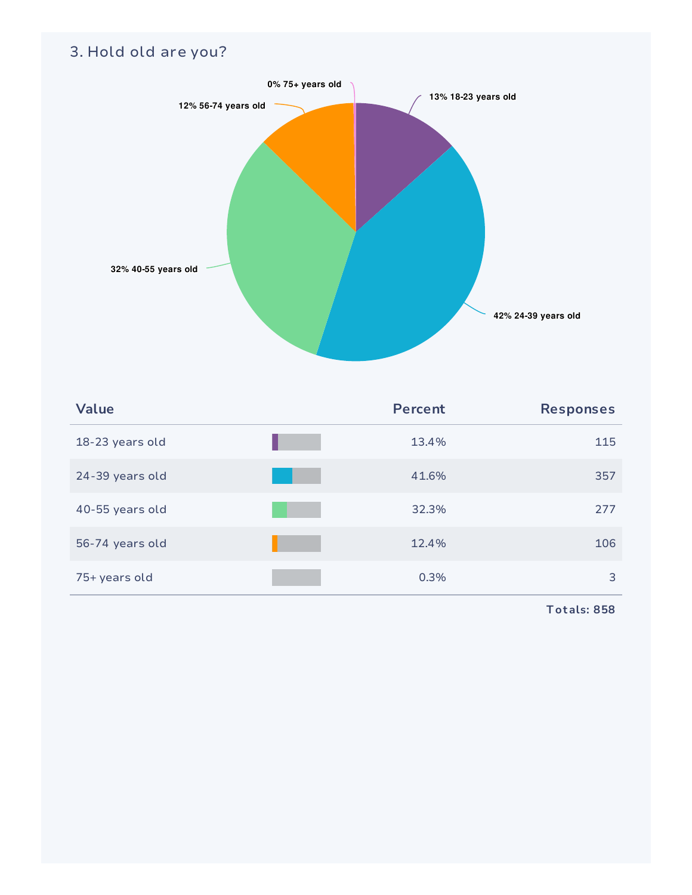## 3. Hold old are you?

0% 75+ years old

13% 18-23 years old

12% 56-74 years old

32% 40-55 years old

42% 24-39 years old

| Value | Percent | Responses |
|---|---|---|
| 18-23 years old | 13.4% | 115 |
| 24-39 years old | 41.6% | 357 |
| 40-55 years old | 32.3% | 277 |
| 56-74 years old | 12.4% | 106 |
| 75+ years old | 0.3% | 3 |

**Totals: 858**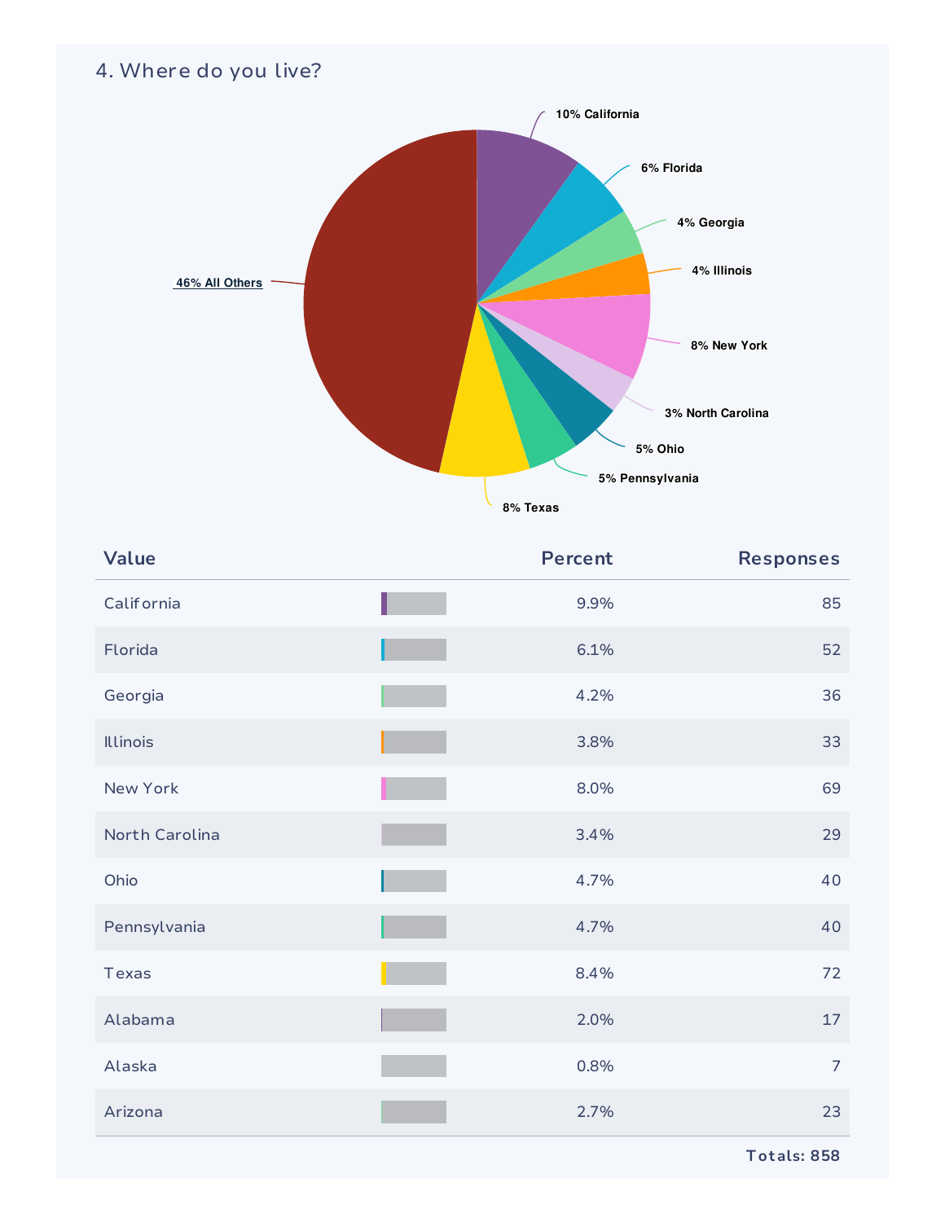## 4. Where do you live?

10% California
6% Florida
4% Georgia
4% Illinois
8% New York
3% North Carolina
5% Ohio
5% Pennsylvania
8% Texas
46% All Others

| Value | Percent | Responses |
|---|---|---|
| California | 9.9% | 85 |
| Florida | 6.1% | 52 |
| Georgia | 4.2% | 36 |
| Illinois | 3.8% | 33 |
| New York | 8.0% | 69 |
| North Carolina | 3.4% | 29 |
| Ohio | 4.7% | 40 |
| Pennsylvania | 4.7% | 40 |
| Texas | 8.4% | 72 |
| Alabama | 2.0% | 17 |
| Alaska | 0.8% | 7 |
| Arizona | 2.7% | 23 |

Totals: 858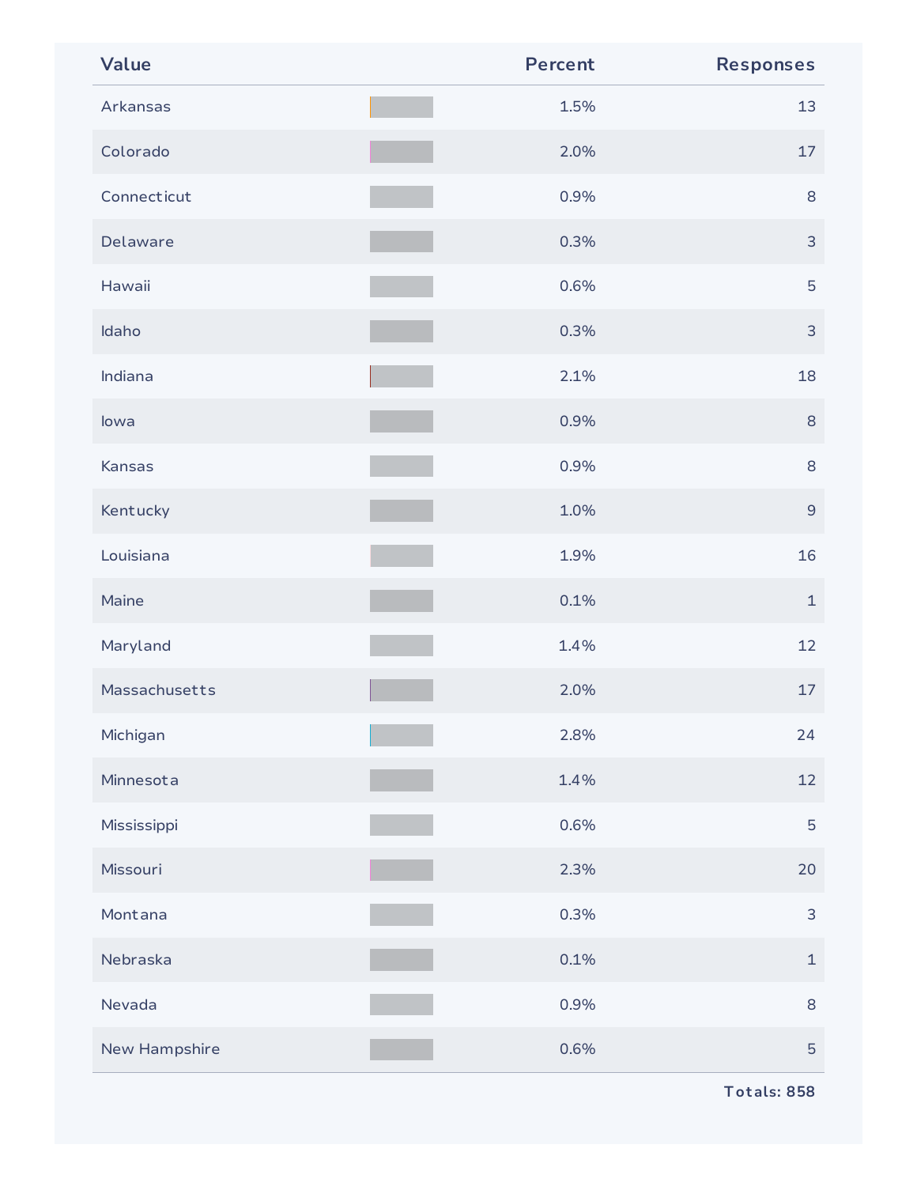| Value | | Percent | Responses |
|---|---|---|---|
| Arkansas | | 1.5% | 13 |
| Colorado | | 2.0% | 17 |
| Connecticut | | 0.9% | 8 |
| Delaware | | 0.3% | 3 |
| Hawaii | | 0.6% | 5 |
| Idaho | | 0.3% | 3 |
| Indiana | | 2.1% | 18 |
| Iowa | | 0.9% | 8 |
| Kansas | | 0.9% | 8 |
| Kentucky | | 1.0% | 9 |
| Louisiana | | 1.9% | 16 |
| Maine | | 0.1% | 1 |
| Maryland | | 1.4% | 12 |
| Massachusetts | | 2.0% | 17 |
| Michigan | | 2.8% | 24 |
| Minnesota | | 1.4% | 12 |
| Mississippi | | 0.6% | 5 |
| Missouri | | 2.3% | 20 |
| Montana | | 0.3% | 3 |
| Nebraska | | 0.1% | 1 |
| Nevada | | 0.9% | 8 |
| New Hampshire | | 0.6% | 5 |

**Totals: 858**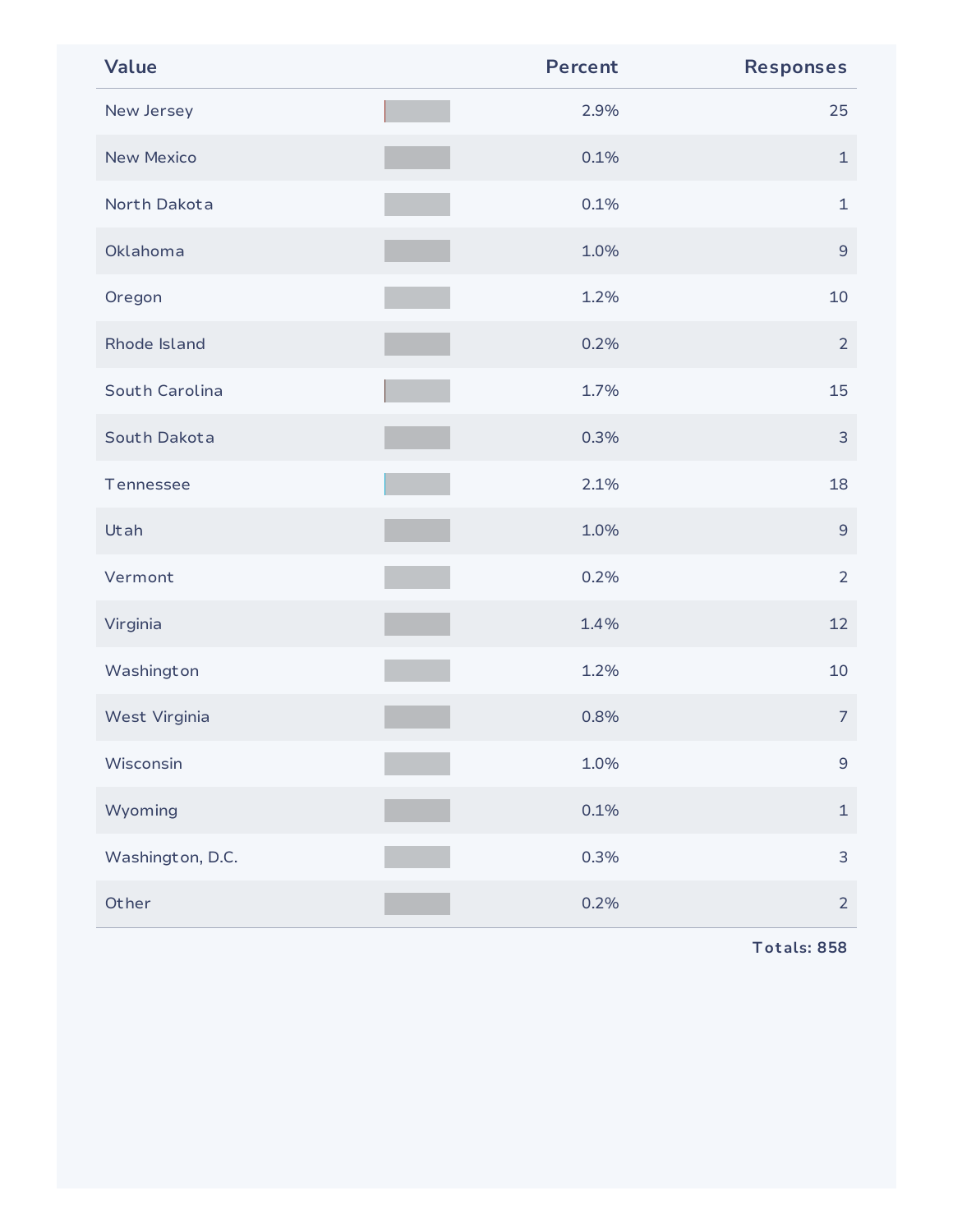| Value | Percent | Responses |
|---|---|---|
| New Jersey | 2.9% | 25 |
| New Mexico | 0.1% | 1 |
| North Dakota | 0.1% | 1 |
| Oklahoma | 1.0% | 9 |
| Oregon | 1.2% | 10 |
| Rhode Island | 0.2% | 2 |
| South Carolina | 1.7% | 15 |
| South Dakota | 0.3% | 3 |
| Tennessee | 2.1% | 18 |
| Utah | 1.0% | 9 |
| Vermont | 0.2% | 2 |
| Virginia | 1.4% | 12 |
| Washington | 1.2% | 10 |
| West Virginia | 0.8% | 7 |
| Wisconsin | 1.0% | 9 |
| Wyoming | 0.1% | 1 |
| Washington, D.C. | 0.3% | 3 |
| Other | 0.2% | 2 |

**Totals: 858**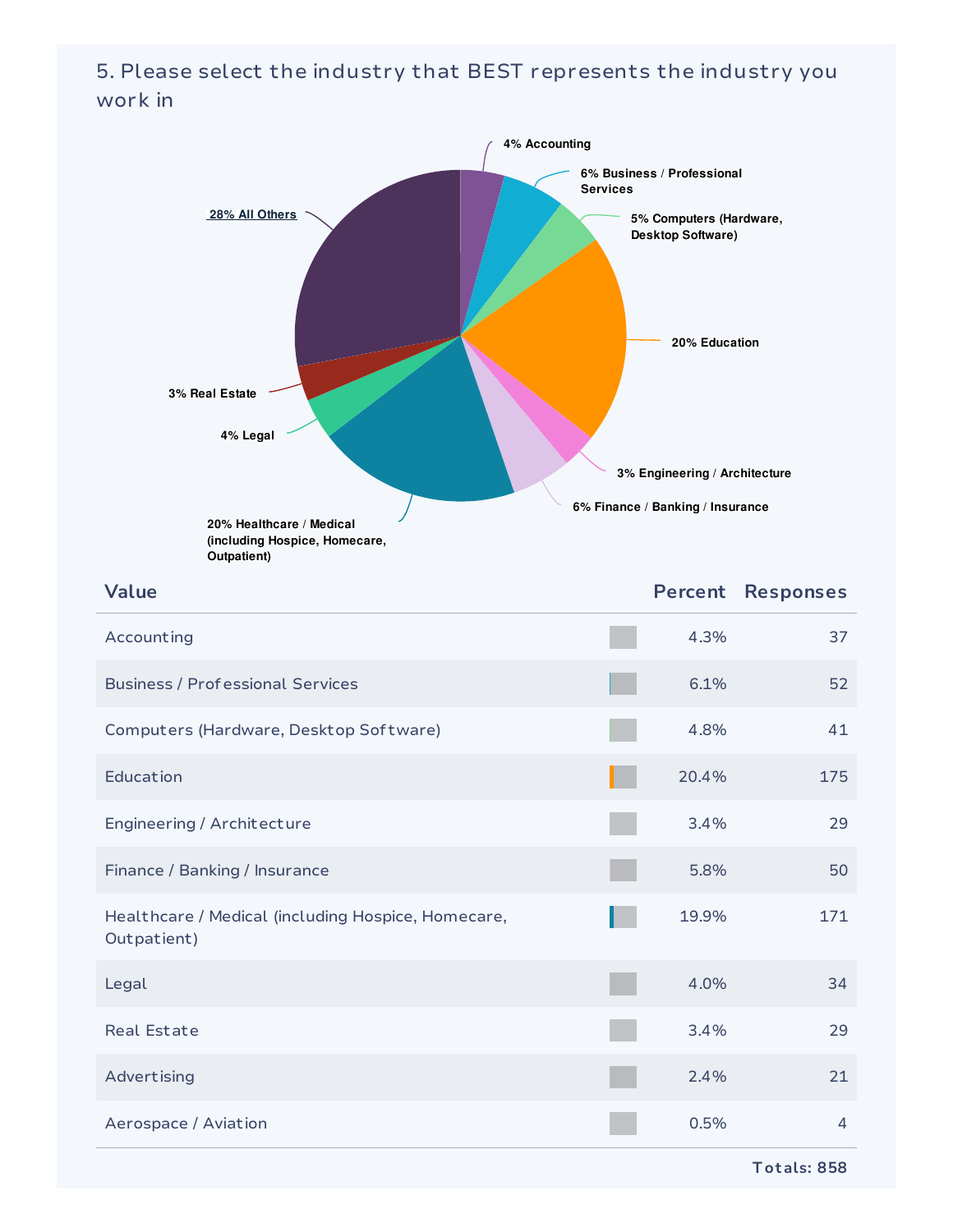## 5. Please select the industry that BEST represents the industry you work in

4% Accounting

6% Business / Professional Services

5% Computers (Hardware, Desktop Software)

20% Education

3% Engineering / Architecture

6% Finance / Banking / Insurance

20% Healthcare / Medical (including Hospice, Homecare, Outpatient)

4% Legal

3% Real Estate

28% All Others

| Value | Percent | Responses |
|---|---|---|
| Accounting | 4.3% | 37 |
| Business / Professional Services | 6.1% | 52 |
| Computers (Hardware, Desktop Software) | 4.8% | 41 |
| Education | 20.4% | 175 |
| Engineering / Architecture | 3.4% | 29 |
| Finance / Banking / Insurance | 5.8% | 50 |
| Healthcare / Medical (including Hospice, Homecare, Outpatient) | 19.9% | 171 |
| Legal | 4.0% | 34 |
| Real Estate | 3.4% | 29 |
| Advertising | 2.4% | 21 |
| Aerospace / Aviation | 0.5% | 4 |

Totals: 858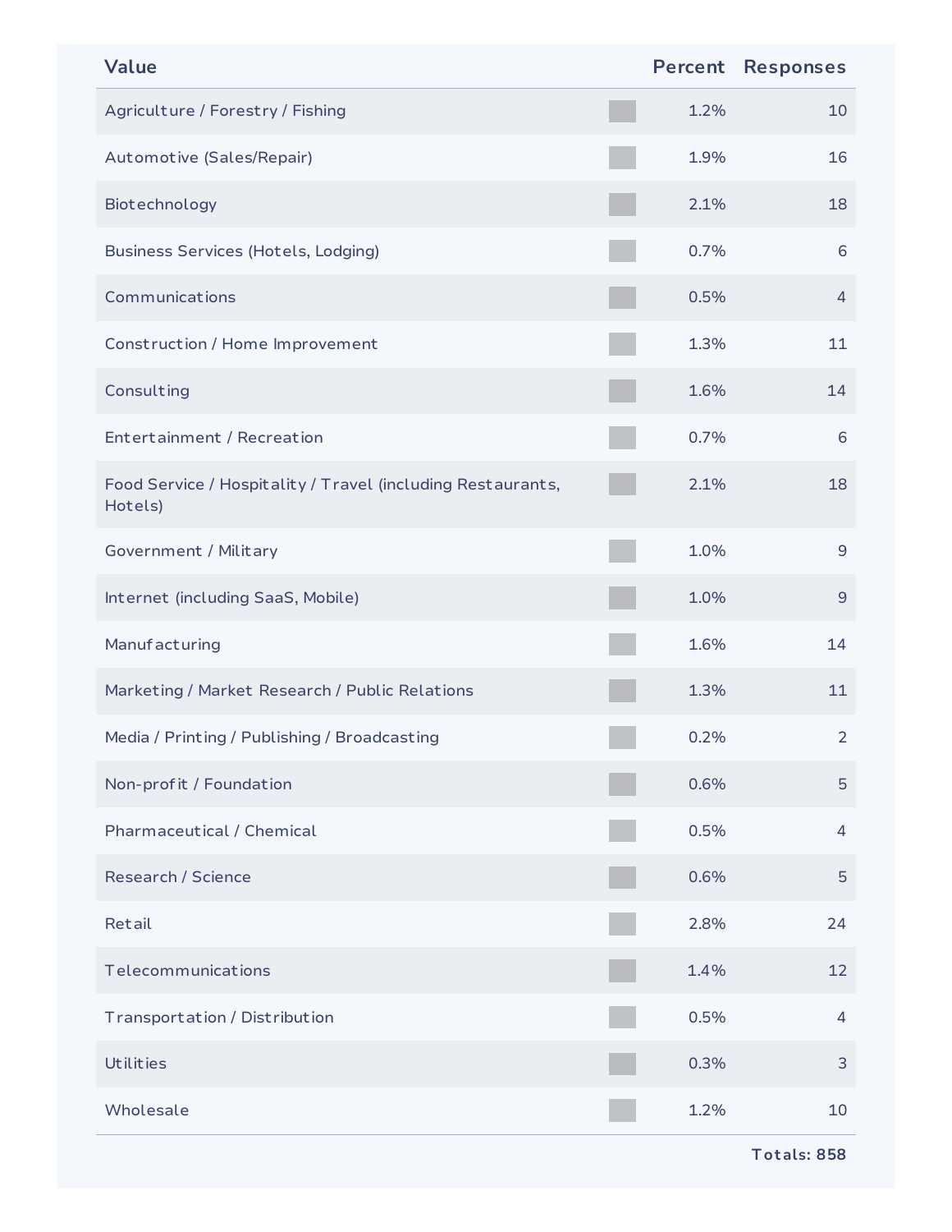| Value | Percent | Responses |
| --- | --- | --- |
| Agriculture / Forestry / Fishing | 1.2% | 10 |
| Automotive (Sales/Repair) | 1.9% | 16 |
| Biotechnology | 2.1% | 18 |
| Business Services (Hotels, Lodging) | 0.7% | 6 |
| Communications | 0.5% | 4 |
| Construction / Home Improvement | 1.3% | 11 |
| Consulting | 1.6% | 14 |
| Entertainment / Recreation | 0.7% | 6 |
| Food Service / Hospitality / Travel (including Restaurants, Hotels) | 2.1% | 18 |
| Government / Military | 1.0% | 9 |
| Internet (including SaaS, Mobile) | 1.0% | 9 |
| Manufacturing | 1.6% | 14 |
| Marketing / Market Research / Public Relations | 1.3% | 11 |
| Media / Printing / Publishing / Broadcasting | 0.2% | 2 |
| Non-profit / Foundation | 0.6% | 5 |
| Pharmaceutical / Chemical | 0.5% | 4 |
| Research / Science | 0.6% | 5 |
| Retail | 2.8% | 24 |
| Telecommunications | 1.4% | 12 |
| Transportation / Distribution | 0.5% | 4 |
| Utilities | 0.3% | 3 |
| Wholesale | 1.2% | 10 |
| | | **Totals: 858** |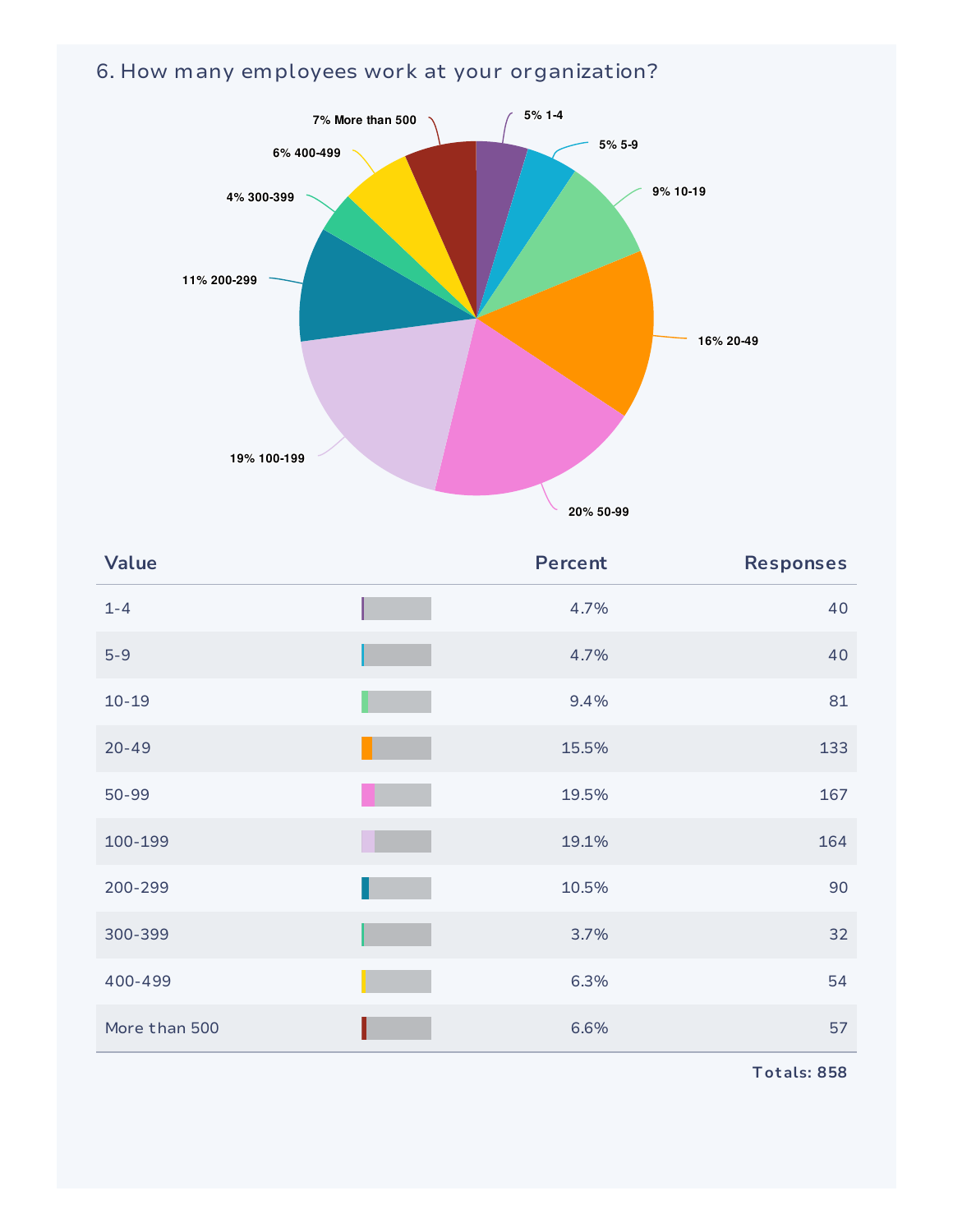## 6. How many employees work at your organization?

| Value | Percent | Responses |
|---|---|---|
| 1-4 | 4.7% | 40 |
| 5-9 | 4.7% | 40 |
| 10-19 | 9.4% | 81 |
| 20-49 | 15.5% | 133 |
| 50-99 | 19.5% | 167 |
| 100-199 | 19.1% | 164 |
| 200-299 | 10.5% | 90 |
| 300-399 | 3.7% | 32 |
| 400-499 | 6.3% | 54 |
| More than 500 | 6.6% | 57 |

Totals: 858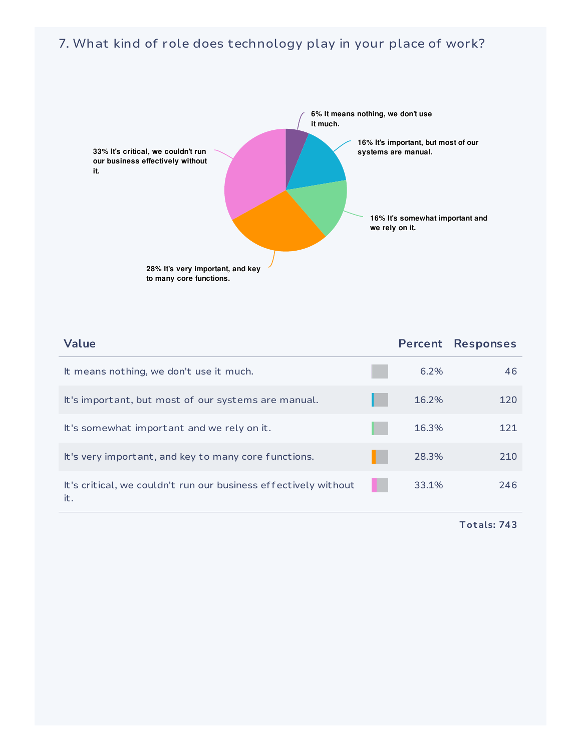## 7. What kind of role does technology play in your place of work?

6% It means nothing, we don't use it much.

16% It's important, but most of our systems are manual.

16% It's somewhat important and we rely on it.

28% It's very important, and key to many core functions.

33% It's critical, we couldn't run our business effectively without it.

| Value | Percent | Responses |
|---|---|---|
| It means nothing, we don't use it much. | 6.2% | 46 |
| It's important, but most of our systems are manual. | 16.2% | 120 |
| It's somewhat important and we rely on it. | 16.3% | 121 |
| It's very important, and key to many core functions. | 28.3% | 210 |
| It's critical, we couldn't run our business effectively without it. | 33.1% | 246 |

**Totals: 743**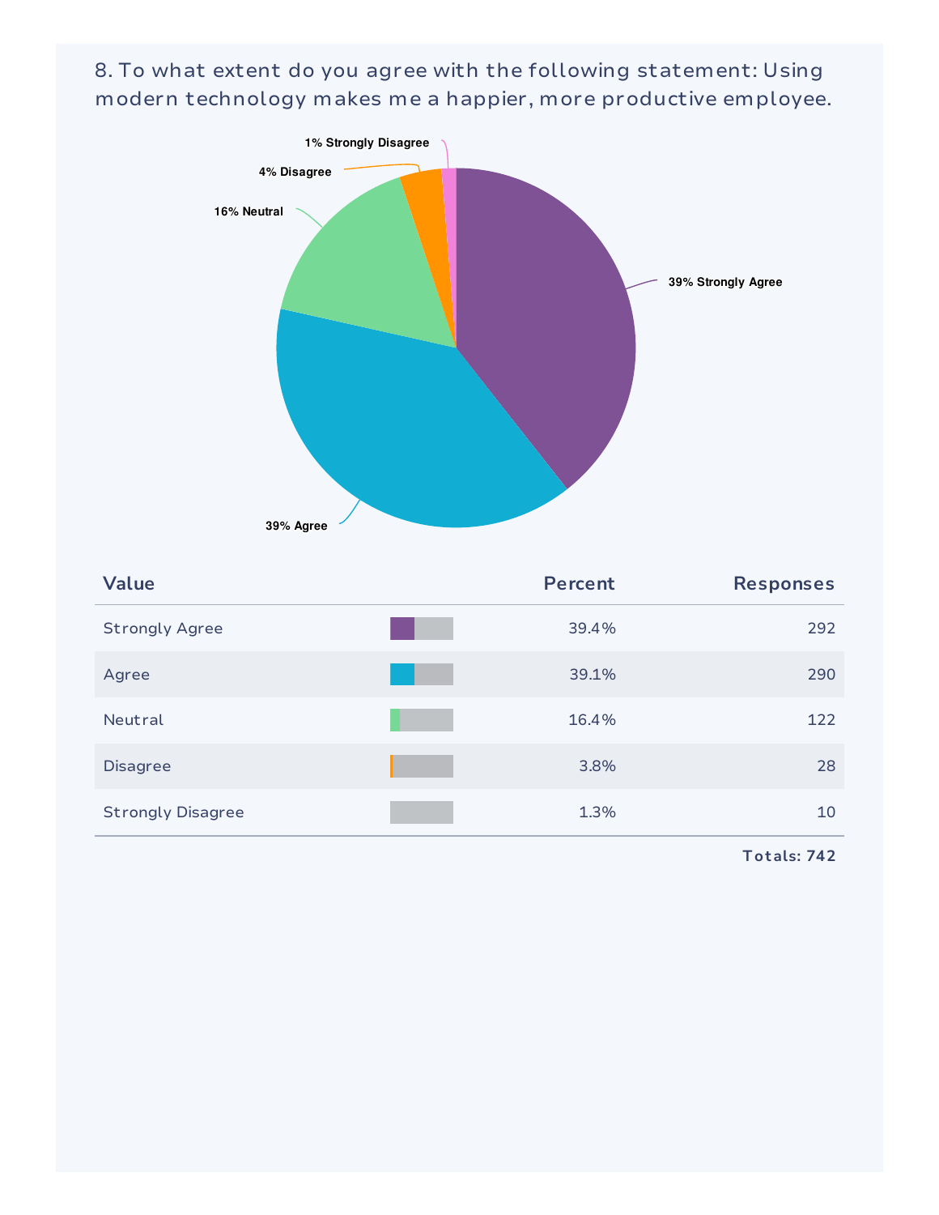## 8. To what extent do you agree with the following statement: Using modern technology makes me a happier, more productive employee.

1% Strongly Disagree

4% Disagree

16% Neutral

39% Strongly Agree

39% Agree

| Value | Percent | Responses |
|---|---|---|
| Strongly Agree | 39.4% | 292 |
| Agree | 39.1% | 290 |
| Neutral | 16.4% | 122 |
| Disagree | 3.8% | 28 |
| Strongly Disagree | 1.3% | 10 |

**Totals: 742**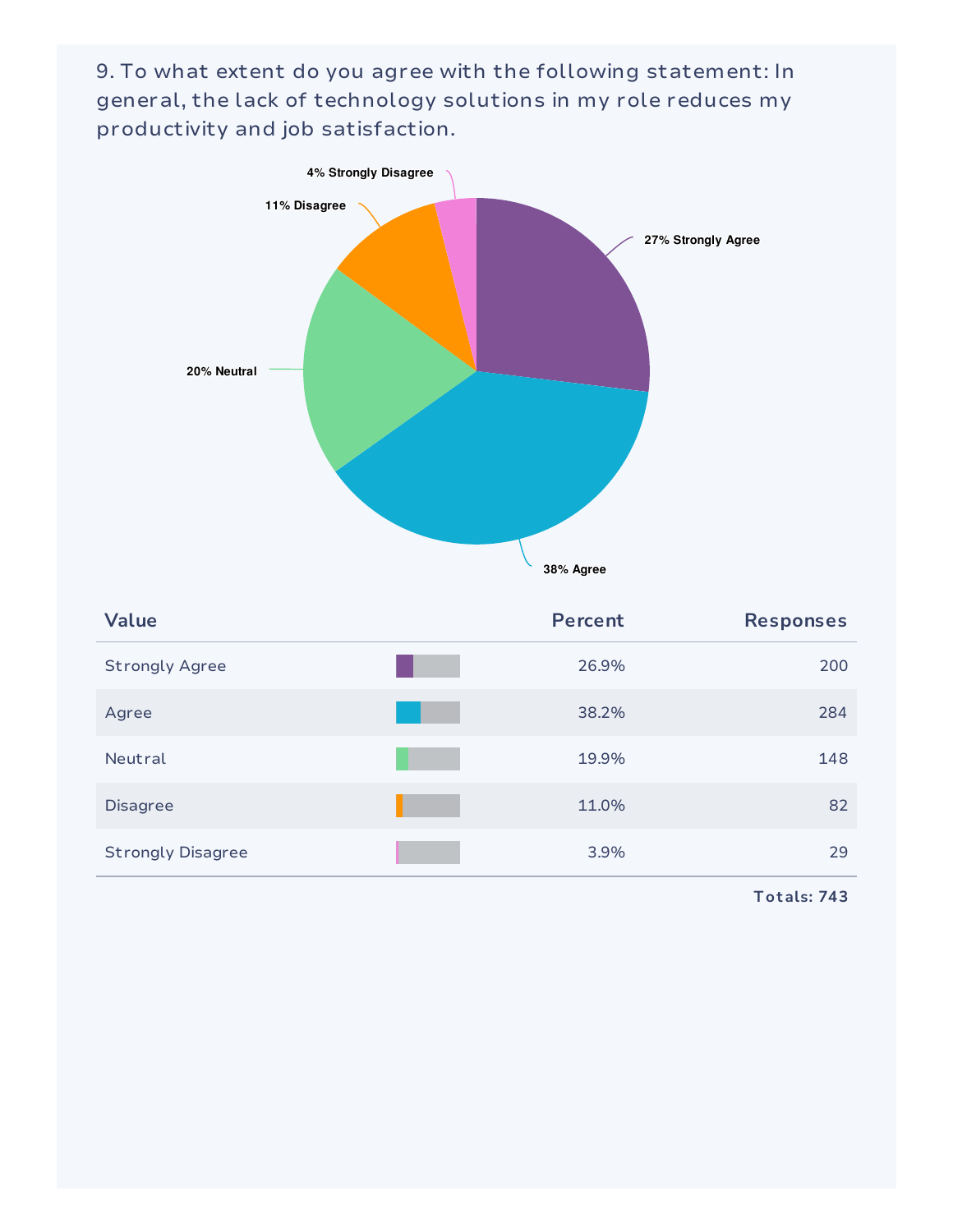## 9. To what extent do you agree with the following statement: In general, the lack of technology solutions in my role reduces my productivity and job satisfaction.

4% Strongly Disagree

11% Disagree

27% Strongly Agree

20% Neutral

38% Agree

| Value | Percent | Responses |
|---|---|---|
| Strongly Agree | 26.9% | 200 |
| Agree | 38.2% | 284 |
| Neutral | 19.9% | 148 |
| Disagree | 11.0% | 82 |
| Strongly Disagree | 3.9% | 29 |

**Totals: 743**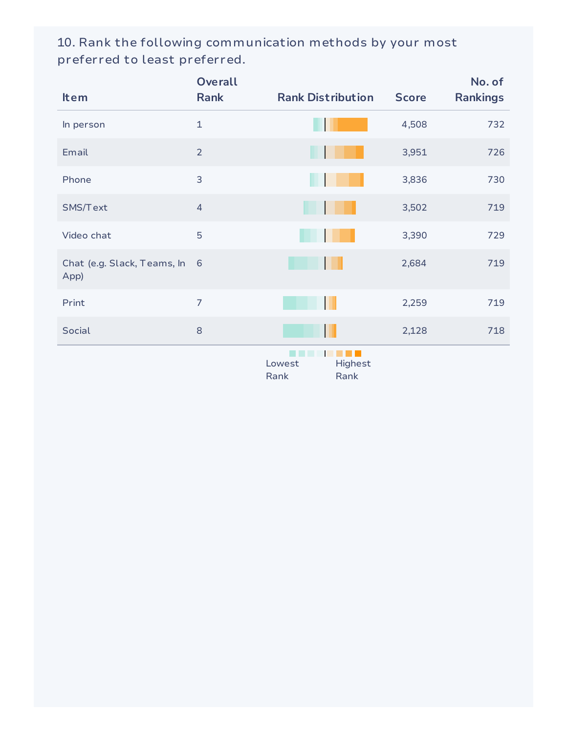10. Rank the following communication methods by your most preferred to least preferred.

| Item | Overall Rank | Rank Distribution | Score | No. of Rankings |
|---|---|---|---|---|
| In person | 1 | | 4,508 | 732 |
| Email | 2 | | 3,951 | 726 |
| Phone | 3 | | 3,836 | 730 |
| SMS/Text | 4 | | 3,502 | 719 |
| Video chat | 5 | | 3,390 | 729 |
| Chat (e.g. Slack, Teams, In App) | 6 | | 2,684 | 719 |
| Print | 7 | | 2,259 | 719 |
| Social | 8 | | 2,128 | 718 |

Lowest Rank … Highest Rank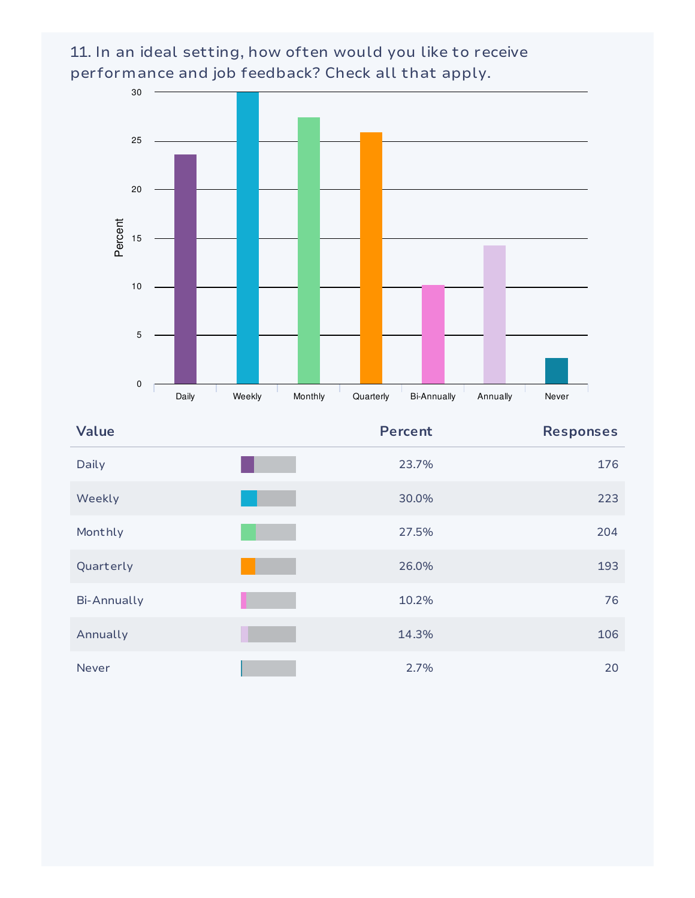## 11. In an ideal setting, how often would you like to receive performance and job feedback? Check all that apply.

| Value | Percent | Responses |
|---|---|---|
| Daily | 23.7% | 176 |
| Weekly | 30.0% | 223 |
| Monthly | 27.5% | 204 |
| Quarterly | 26.0% | 193 |
| Bi-Annually | 10.2% | 76 |
| Annually | 14.3% | 106 |
| Never | 2.7% | 20 |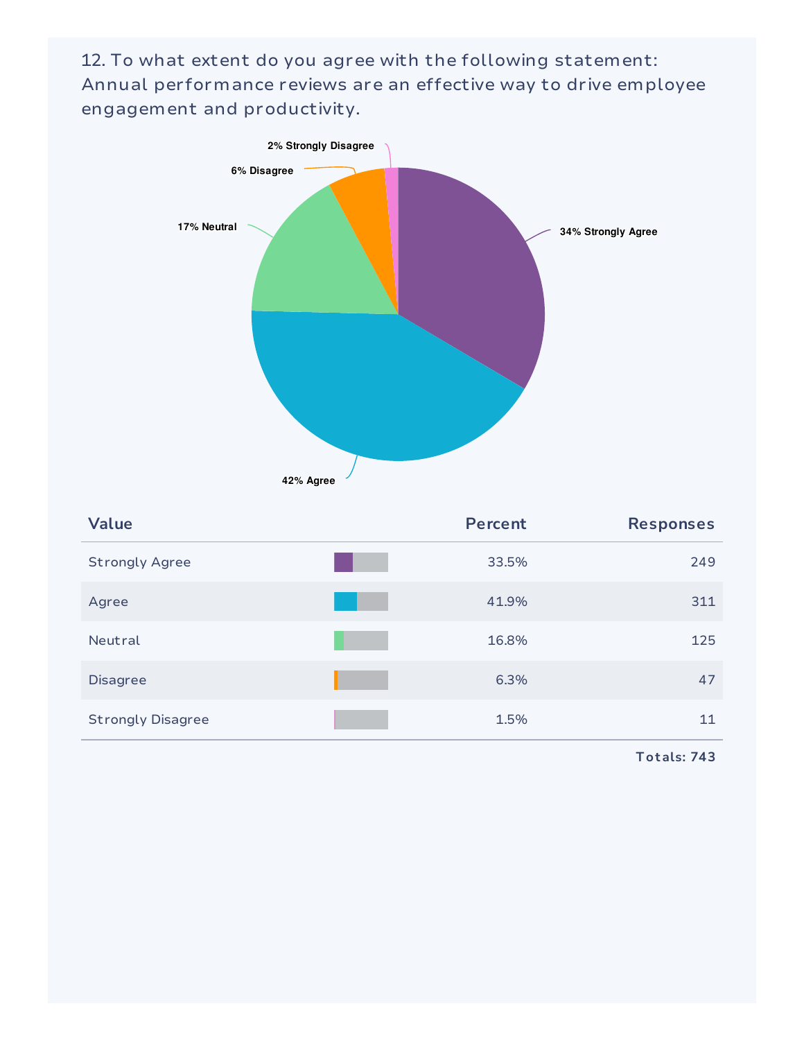12. To what extent do you agree with the following statement: Annual performance reviews are an effective way to drive employee engagement and productivity.

| Value | Percent | Responses |
|---|---|---|
| Strongly Agree | 33.5% | 249 |
| Agree | 41.9% | 311 |
| Neutral | 16.8% | 125 |
| Disagree | 6.3% | 47 |
| Strongly Disagree | 1.5% | 11 |
| | | **Totals: 743** |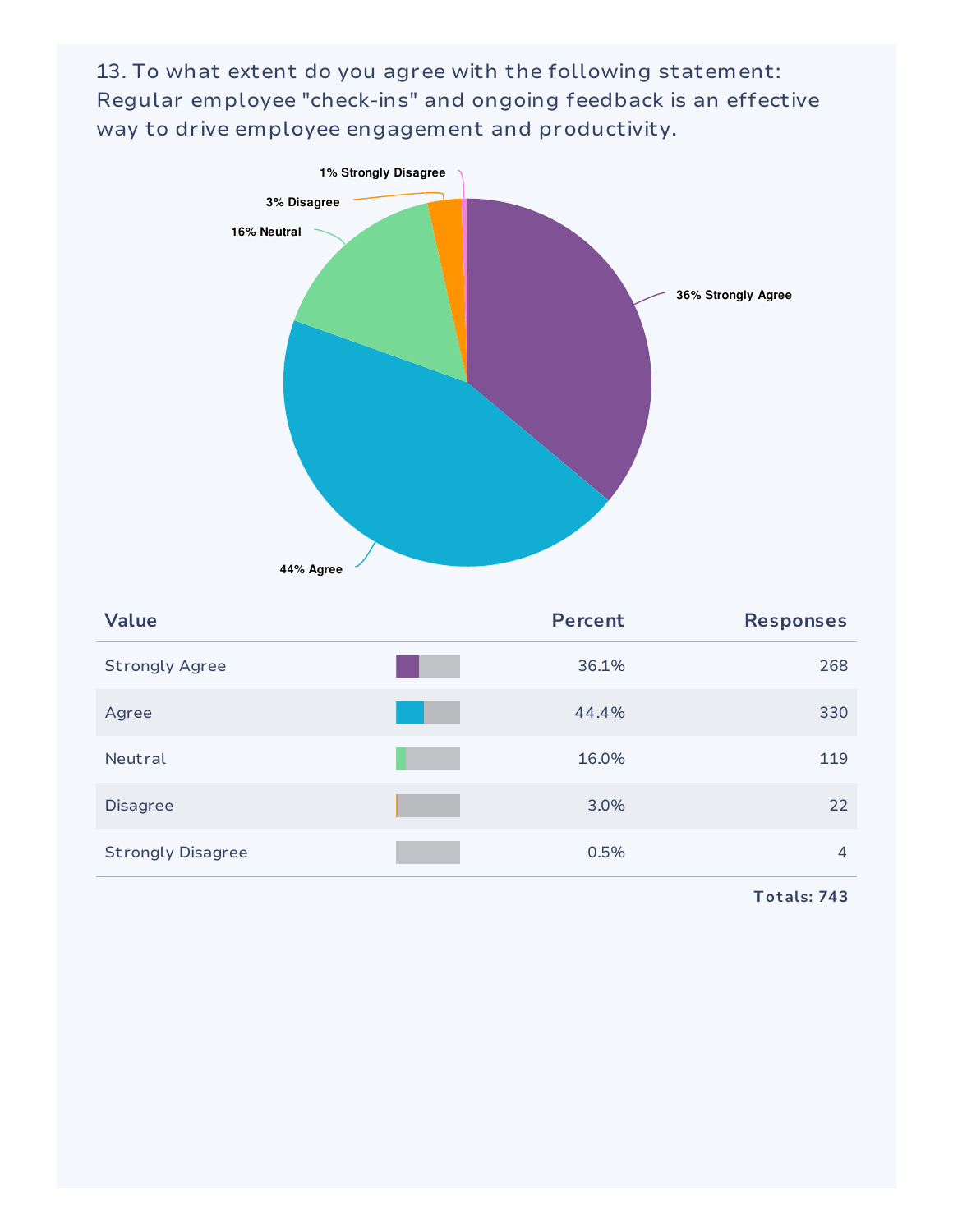13. To what extent do you agree with the following statement: Regular employee "check-ins" and ongoing feedback is an effective way to drive employee engagement and productivity.

| Value | Percent | Responses |
| --- | --- | --- |
| Strongly Agree | 36.1% | 268 |
| Agree | 44.4% | 330 |
| Neutral | 16.0% | 119 |
| Disagree | 3.0% | 22 |
| Strongly Disagree | 0.5% | 4 |

**Totals: 743**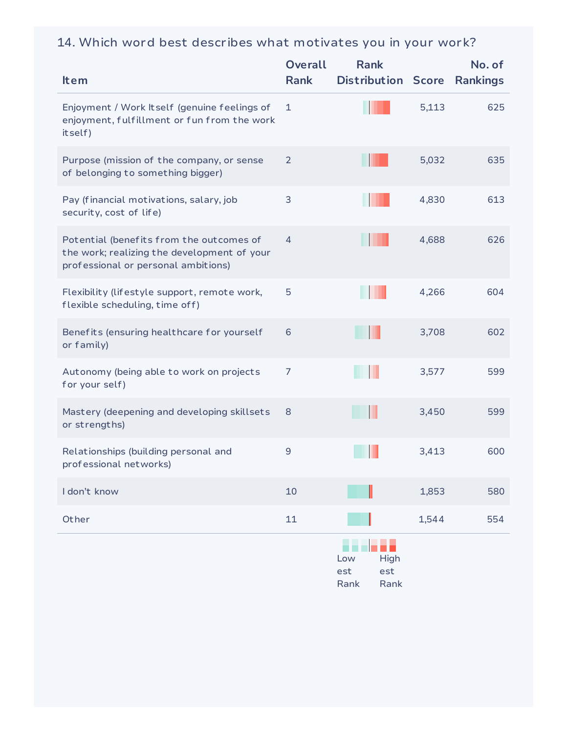## 14. Which word best describes what motivates you in your work?

| Item | Overall Rank | Rank Distribution | Score | No. of Rankings |
|---|---|---|---|---|
| Enjoyment / Work Itself (genuine feelings of enjoyment, fulfillment or fun from the work itself) | 1 | | 5,113 | 625 |
| Purpose (mission of the company, or sense of belonging to something bigger) | 2 | | 5,032 | 635 |
| Pay (financial motivations, salary, job security, cost of life) | 3 | | 4,830 | 613 |
| Potential (benefits from the outcomes of the work; realizing the development of your professional or personal ambitions) | 4 | | 4,688 | 626 |
| Flexibility (lifestyle support, remote work, flexible scheduling, time off) | 5 | | 4,266 | 604 |
| Benefits (ensuring healthcare for yourself or family) | 6 | | 3,708 | 602 |
| Autonomy (being able to work on projects for your self) | 7 | | 3,577 | 599 |
| Mastery (deepening and developing skillsets or strengths) | 8 | | 3,450 | 599 |
| Relationships (building personal and professional networks) | 9 | | 3,413 | 600 |
| I don't know | 10 | | 1,853 | 580 |
| Other | 11 | | 1,544 | 554 |

Lowest Rank — Highest Rank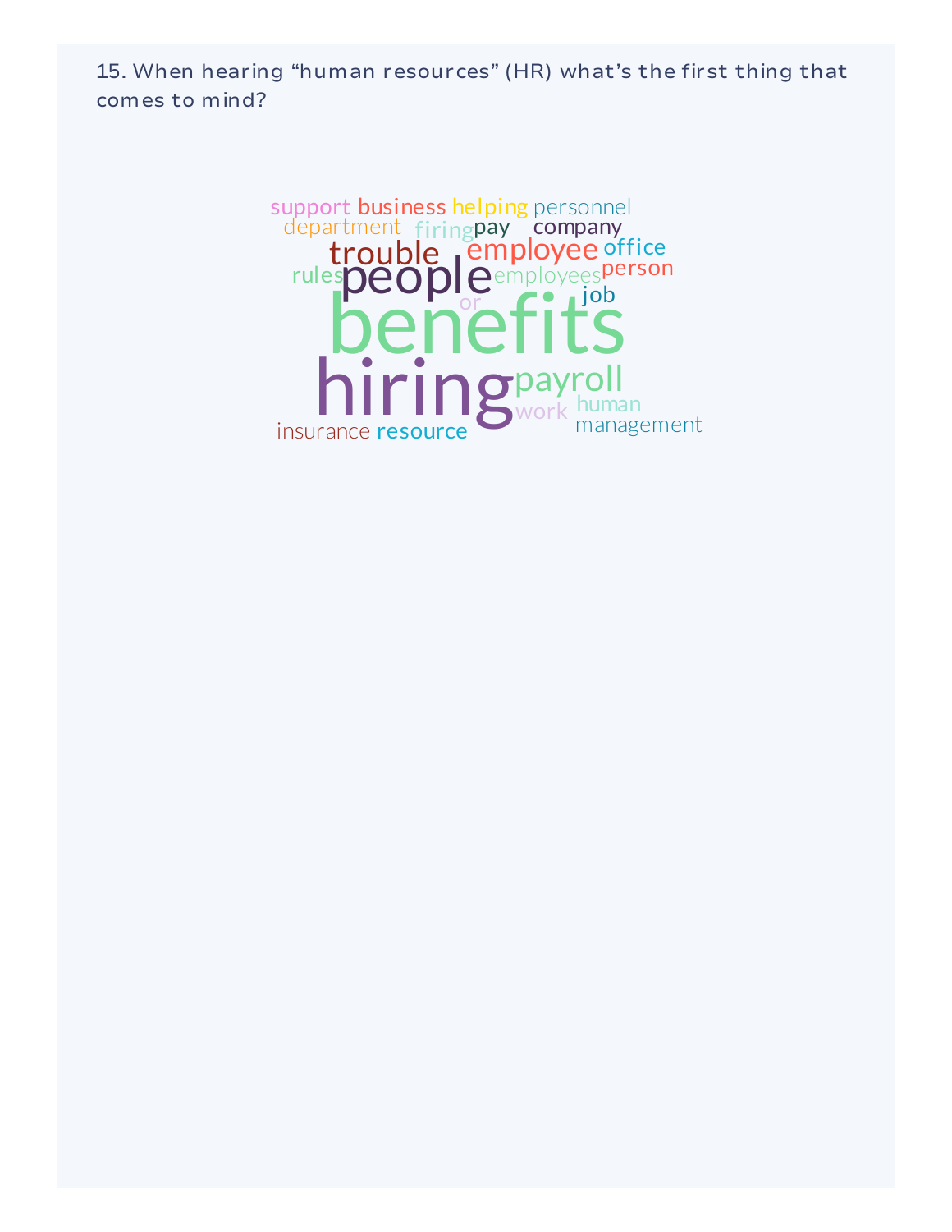15. When hearing “human resources” (HR) what’s the first thing that comes to mind?

support business helping personnel
department firing pay company
trouble employee office
rules people employees person
or job
benefits
hiring payroll
work human
insurance resource management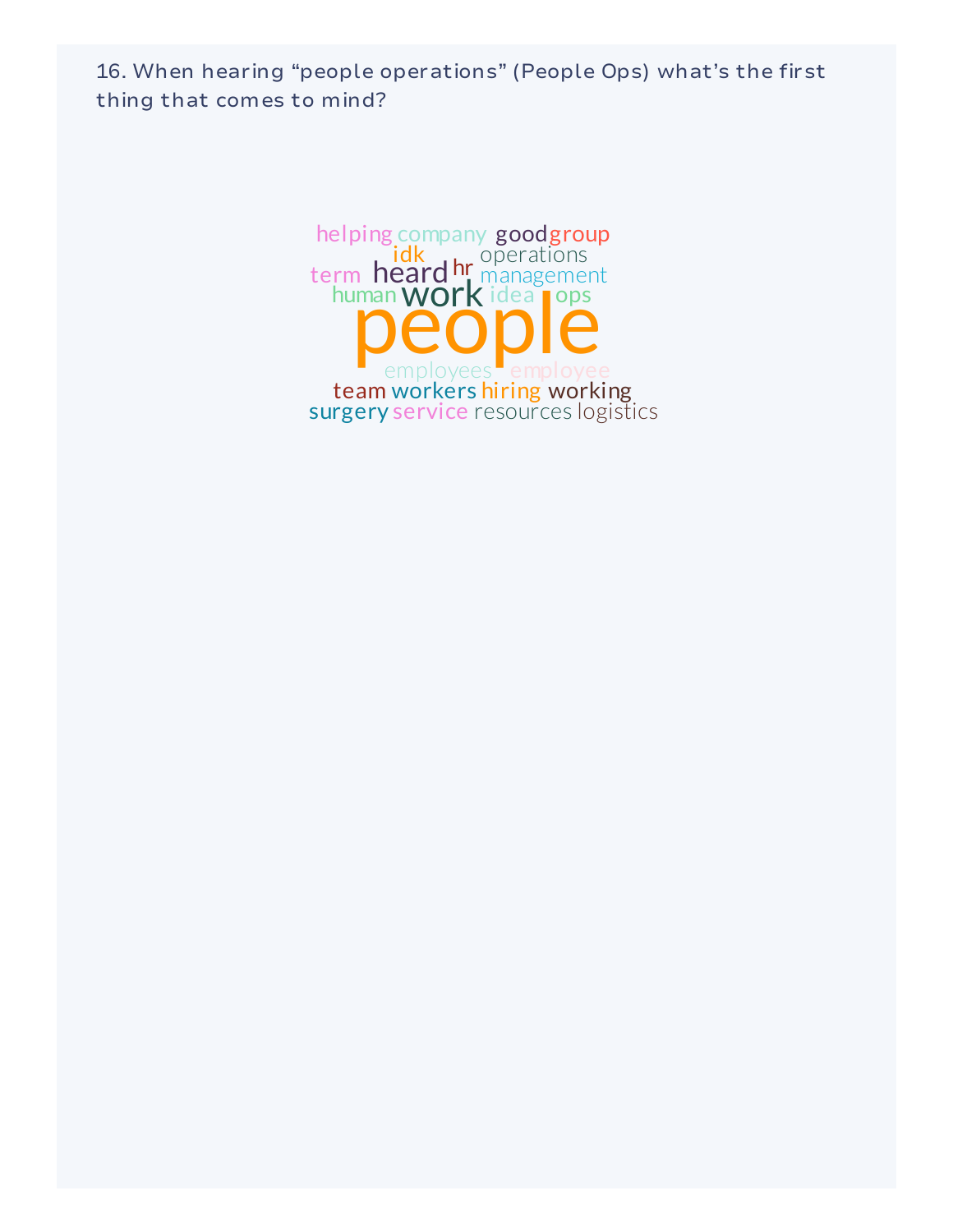16. When hearing “people operations” (People Ops) what’s the first thing that comes to mind?

helping company good group
idk operations
term heard hr management
human work idea ops
people
employees employee
team workers hiring working
surgery service resources logistics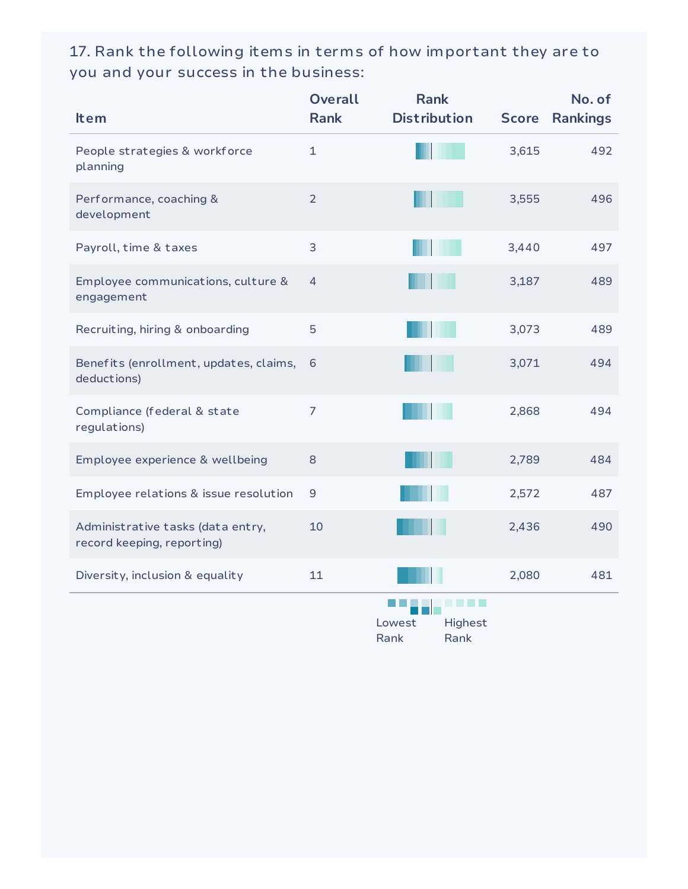17. Rank the following items in terms of how important they are to you and your success in the business:

| Item | Overall Rank | Rank Distribution | Score | No. of Rankings |
|---|---|---|---|---|
| People strategies & workforce planning | 1 | | 3,615 | 492 |
| Performance, coaching & development | 2 | | 3,555 | 496 |
| Payroll, time & taxes | 3 | | 3,440 | 497 |
| Employee communications, culture & engagement | 4 | | 3,187 | 489 |
| Recruiting, hiring & onboarding | 5 | | 3,073 | 489 |
| Benefits (enrollment, updates, claims, deductions) | 6 | | 3,071 | 494 |
| Compliance (federal & state regulations) | 7 | | 2,868 | 494 |
| Employee experience & wellbeing | 8 | | 2,789 | 484 |
| Employee relations & issue resolution | 9 | | 2,572 | 487 |
| Administrative tasks (data entry, record keeping, reporting) | 10 | | 2,436 | 490 |
| Diversity, inclusion & equality | 11 | | 2,080 | 481 |

Lowest Rank — Highest Rank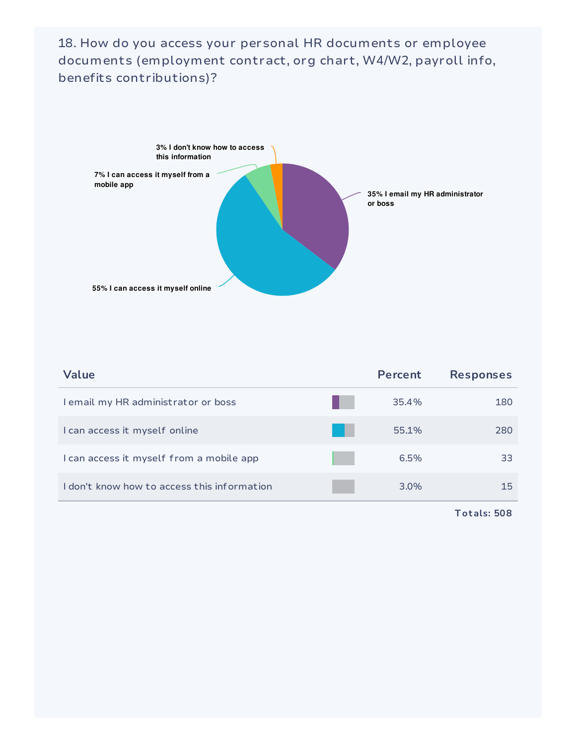## 18. How do you access your personal HR documents or employee documents (employment contract, org chart, W4/W2, payroll info, benefits contributions)?

3% I don't know how to access this information

7% I can access it myself from a mobile app

35% I email my HR administrator or boss

55% I can access it myself online

| Value | Percent | Responses |
|---|---|---|
| I email my HR administrator or boss | 35.4% | 180 |
| I can access it myself online | 55.1% | 280 |
| I can access it myself from a mobile app | 6.5% | 33 |
| I don't know how to access this information | 3.0% | 15 |

**Totals: 508**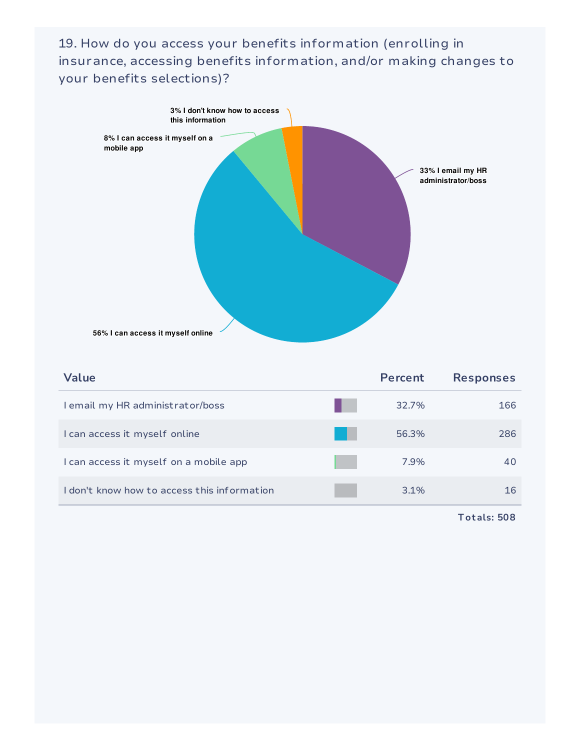## 19. How do you access your benefits information (enrolling in insurance, accessing benefits information, and/or making changes to your benefits selections)?

3% I don't know how to access this information

8% I can access it myself on a mobile app

33% I email my HR administrator/boss

56% I can access it myself online

| Value | Percent | Responses |
|---|---|---|
| I email my HR administrator/boss | 32.7% | 166 |
| I can access it myself online | 56.3% | 286 |
| I can access it myself on a mobile app | 7.9% | 40 |
| I don't know how to access this information | 3.1% | 16 |

**Totals: 508**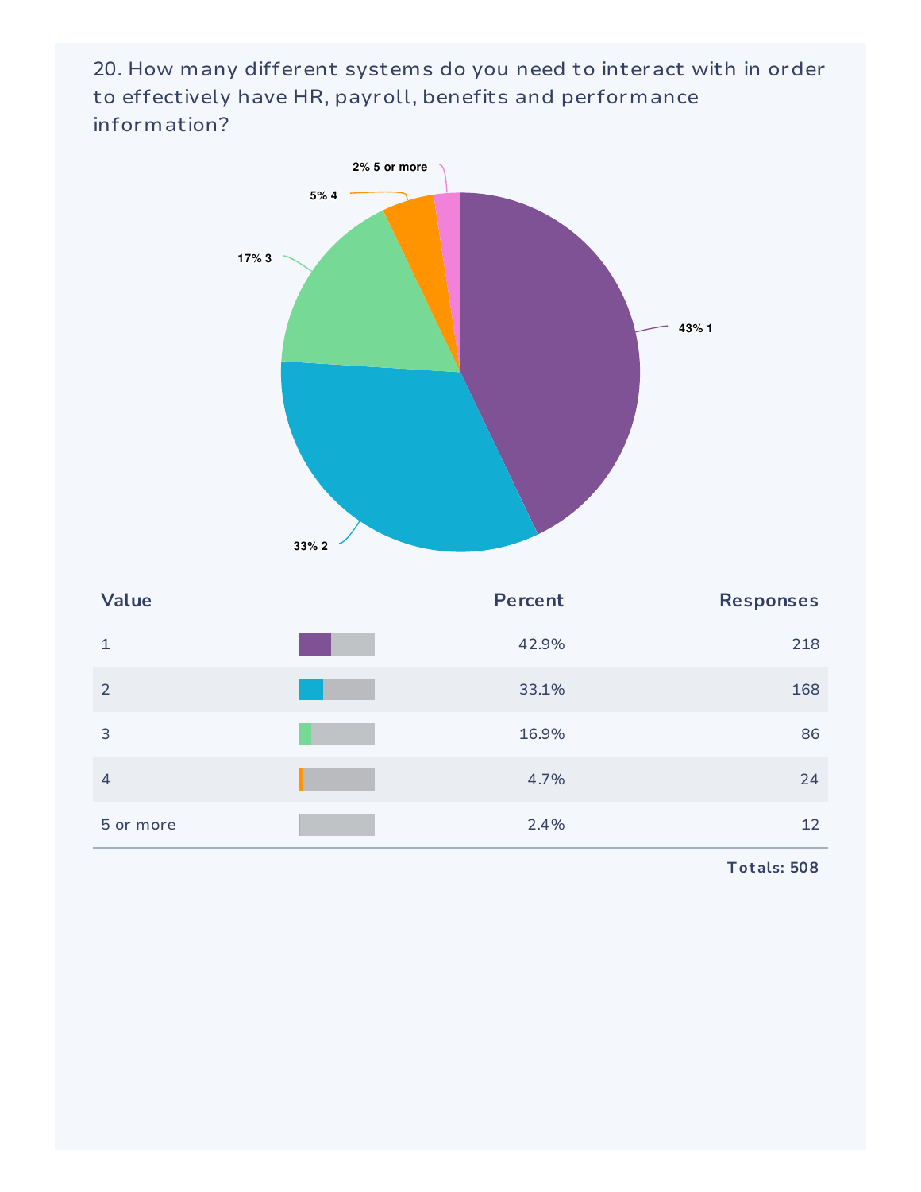20. How many different systems do you need to interact with in order to effectively have HR, payroll, benefits and performance information?

| Value | Percent | Responses |
| --- | --- | --- |
| 1 | 42.9% | 218 |
| 2 | 33.1% | 168 |
| 3 | 16.9% | 86 |
| 4 | 4.7% | 24 |
| 5 or more | 2.4% | 12 |

Totals: 508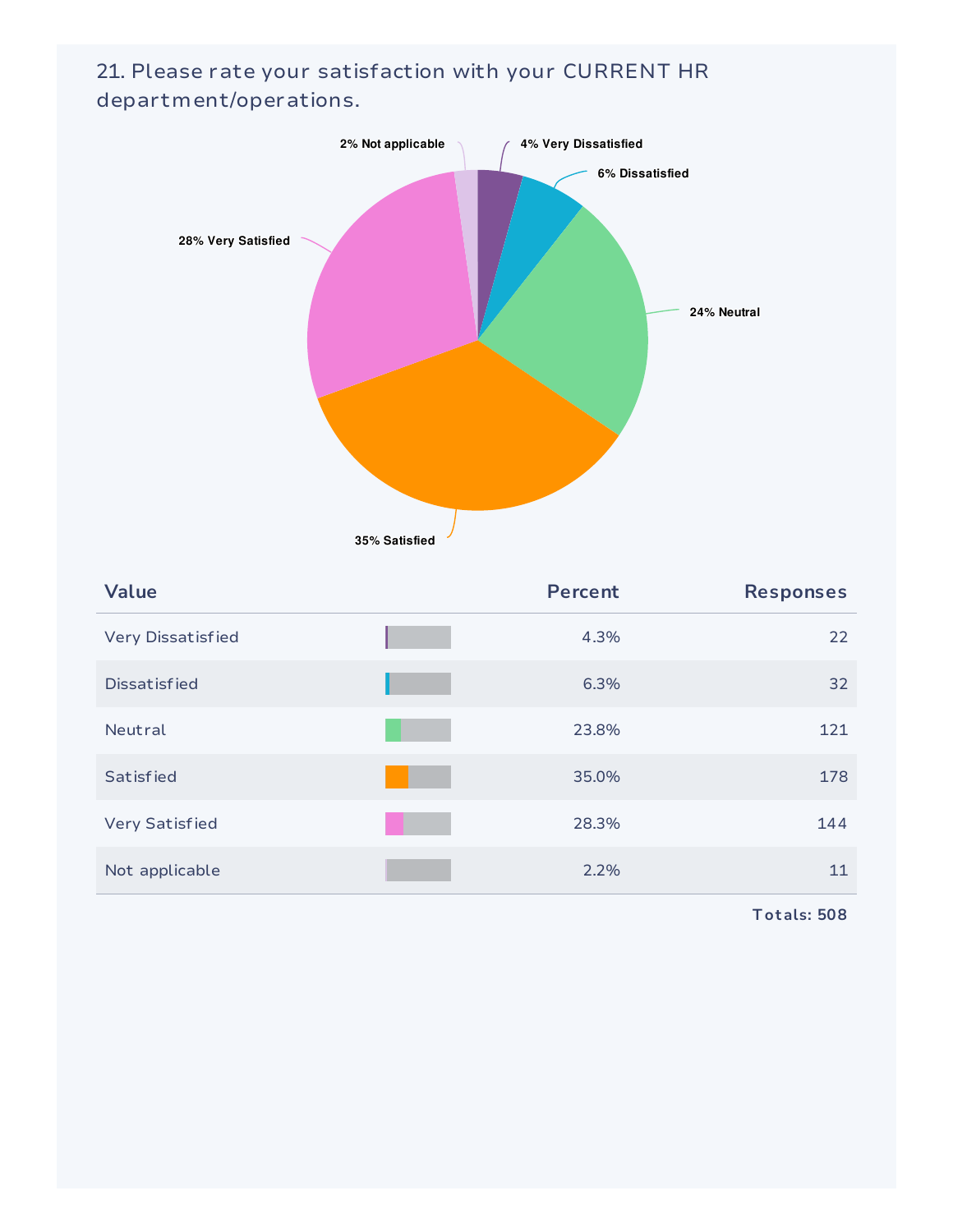## 21. Please rate your satisfaction with your CURRENT HR department/operations.

2% Not applicable
4% Very Dissatisfied
6% Dissatisfied
24% Neutral
35% Satisfied
28% Very Satisfied

| Value | Percent | Responses |
|---|---|---|
| Very Dissatisfied | 4.3% | 22 |
| Dissatisfied | 6.3% | 32 |
| Neutral | 23.8% | 121 |
| Satisfied | 35.0% | 178 |
| Very Satisfied | 28.3% | 144 |
| Not applicable | 2.2% | 11 |

**Totals: 508**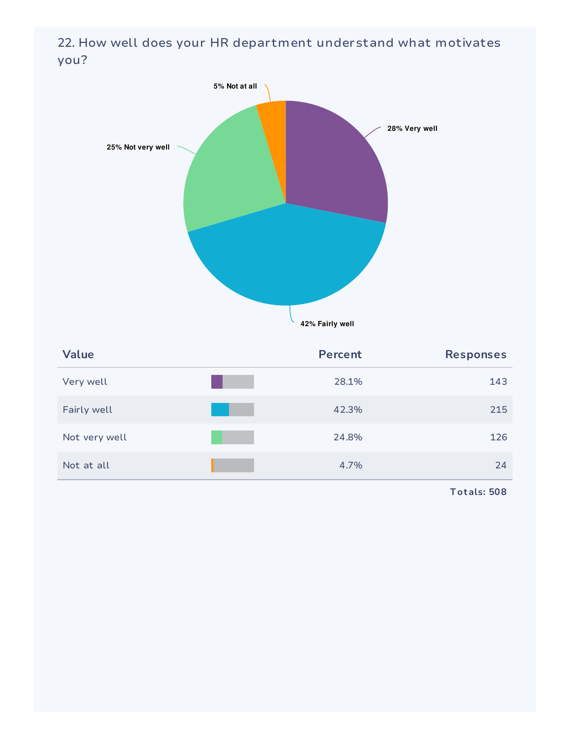## 22. How well does your HR department understand what motivates you?

5% Not at all

28% Very well

25% Not very well

42% Fairly well

| Value | | Percent | Responses |
|---|---|---|---|
| Very well | | 28.1% | 143 |
| Fairly well | | 42.3% | 215 |
| Not very well | | 24.8% | 126 |
| Not at all | | 4.7% | 24 |

Totals: 508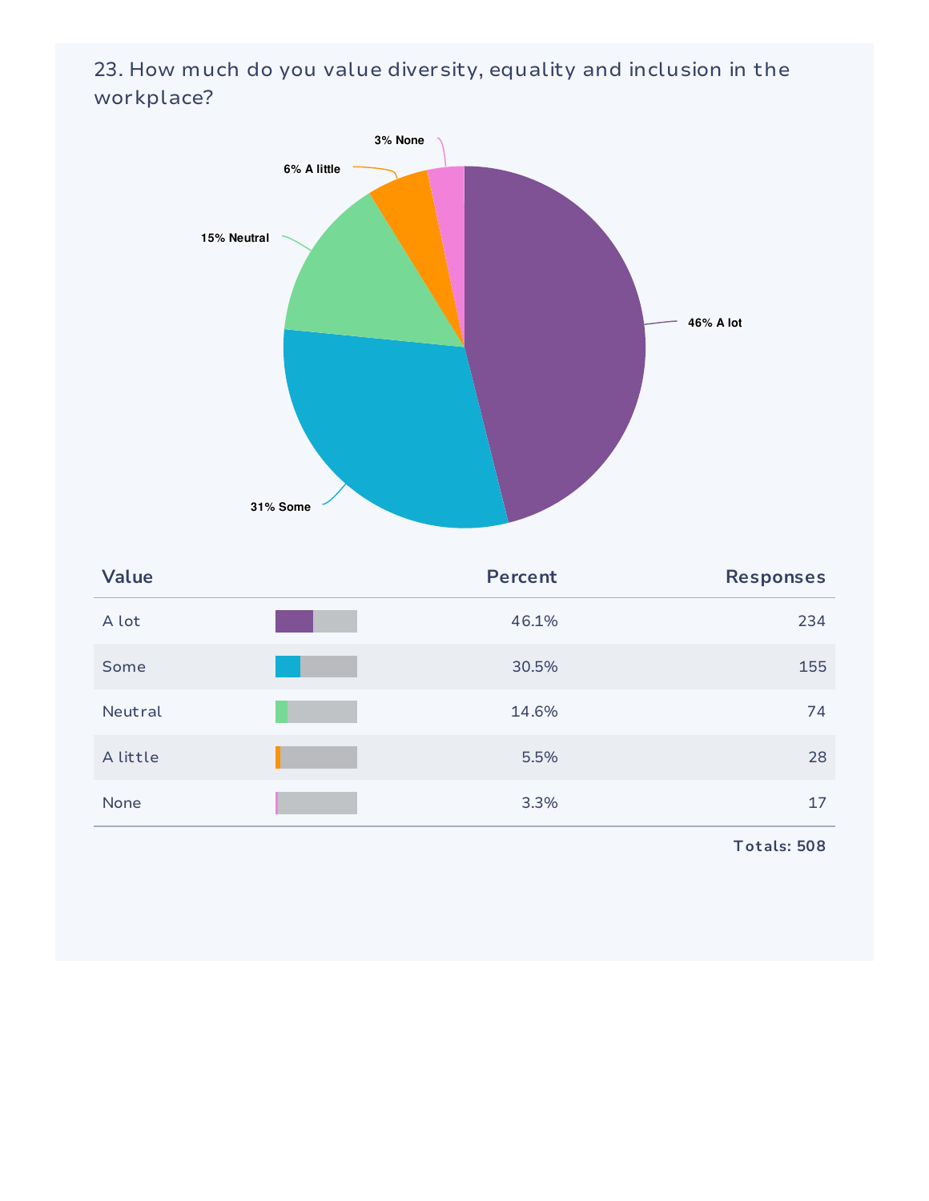## 23. How much do you value diversity, equality and inclusion in the workplace?

3% None

6% A little

15% Neutral

46% A lot

31% Some

| Value | Percent | Responses |
|---|---|---|
| A lot | 46.1% | 234 |
| Some | 30.5% | 155 |
| Neutral | 14.6% | 74 |
| A little | 5.5% | 28 |
| None | 3.3% | 17 |

**Totals: 508**